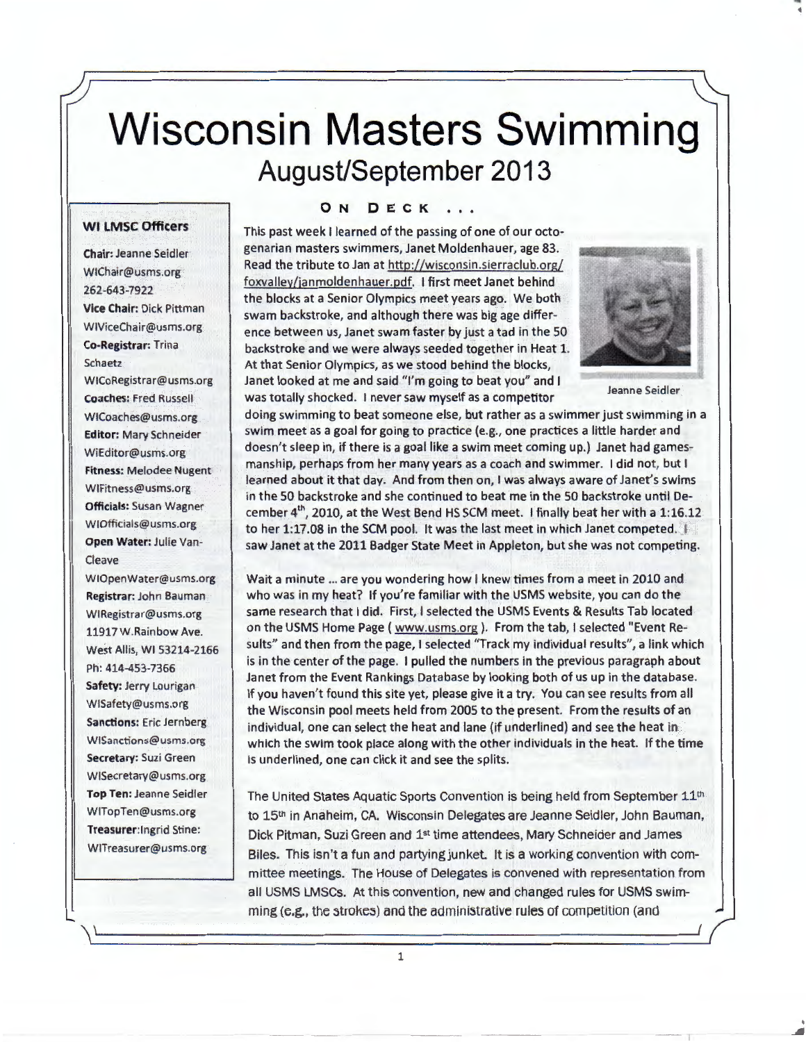# Wisconsin Masters Swimming

## August/September 2013

### WI LMSC Officers

**Chair:** Jeanne Seidler
WIChair@usms.org
262-643-7922
**Vice Chair:** Dick Pittman
WIViceChair@usms.org
**Co-Registrar:** Trina Schaetz
WICoRegistrar@usms.org
**Coaches:** Fred Russell
WICoaches@usms.org
**Editor:** Mary Schneider
WIEditor@usms.org
**Fitness:** Melodee Nugent
WIFitness@usms.org
**Officials:** Susan Wagner
WIOfficials@usms.org
**Open Water:** Julie Van-Cleave
WIOpenWater@usms.org
**Registrar:** John Bauman
WIRegistrar@usms.org
11917 W.Rainbow Ave.
West Allis, WI 53214-2166
Ph: 414-453-7366
**Safety:** Jerry Lourigan
WISafety@usms.org
**Sanctions:** Eric Jernberg
WISanctions@usms.org
**Secretary:** Suzi Green
WISecretary@usms.org
**Top Ten:** Jeanne Seidler
WITopTen@usms.org
**Treasurer:** Ingrid Stine:
WITreasurer@usms.org

### ON DECK ...

This past week I learned of the passing of one of our octogenarian masters swimmers, Janet Moldenhauer, age 83. Read the tribute to Jan at http://wisconsin.sierraclub.org/foxvalley/janmoldenhauer.pdf. I first meet Janet behind the blocks at a Senior Olympics meet years ago. We both swam backstroke, and although there was big age difference between us, Janet swam faster by just a tad in the 50 backstroke and we were always seeded together in Heat 1. At that Senior Olympics, as we stood behind the blocks, Janet looked at me and said "I'm going to beat you" and I was totally shocked. I never saw myself as a competitor doing swimming to beat someone else, but rather as a swimmer just swimming in a swim meet as a goal for going to practice (e.g., one practices a little harder and doesn't sleep in, if there is a goal like a swim meet coming up.) Janet had gamesmanship, perhaps from her many years as a coach and swimmer. I did not, but I learned about it that day. And from then on, I was always aware of Janet's swims in the 50 backstroke and she continued to beat me in the 50 backstroke until December 4th, 2010, at the West Bend HS SCM meet. I finally beat her with a 1:16.12 to her 1:17.08 in the SCM pool. It was the last meet in which Janet competed. I saw Janet at the 2011 Badger State Meet in Appleton, but she was not competing.

Jeanne Seidler

Wait a minute ... are you wondering how I knew times from a meet in 2010 and who was in my heat? If you're familiar with the USMS website, you can do the same research that I did. First, I selected the USMS Events & Results Tab located on the USMS Home Page ( www.usms.org ). From the tab, I selected "Event Results" and then from the page, I selected "Track my individual results", a link which is in the center of the page. I pulled the numbers in the previous paragraph about Janet from the Event Rankings Database by looking both of us up in the database. If you haven't found this site yet, please give it a try. You can see results from all the Wisconsin pool meets held from 2005 to the present. From the results of an individual, one can select the heat and lane (if underlined) and see the heat in which the swim took place along with the other individuals in the heat. If the time is underlined, one can click it and see the splits.

The United States Aquatic Sports Convention is being held from September 11th to 15th in Anaheim, CA. Wisconsin Delegates are Jeanne Seidler, John Bauman, Dick Pitman, Suzi Green and 1st time attendees, Mary Schneider and James Biles. This isn't a fun and partying junket. It is a working convention with committee meetings. The House of Delegates is convened with representation from all USMS LMSCs. At this convention, new and changed rules for USMS swimming (e.g., the strokes) and the administrative rules of competition (and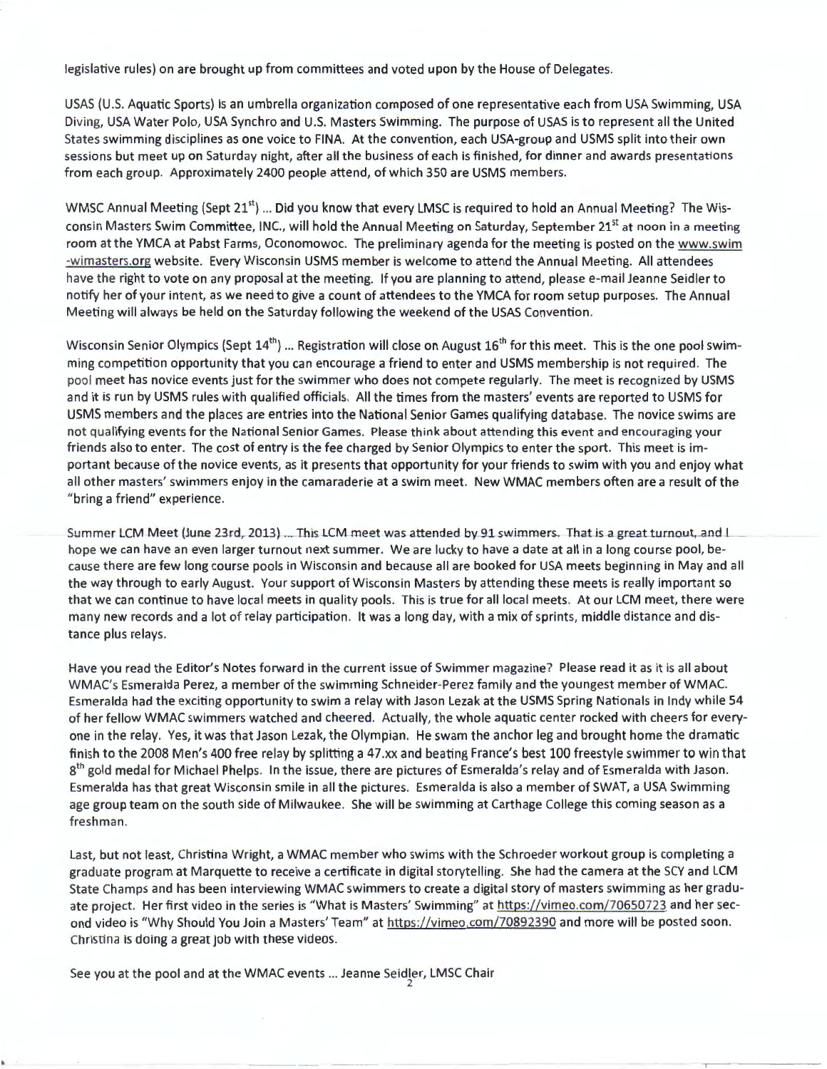legislative rules) on are brought up from committees and voted upon by the House of Delegates.

USAS (U.S. Aquatic Sports) is an umbrella organization composed of one representative each from USA Swimming, USA Diving, USA Water Polo, USA Synchro and U.S. Masters Swimming. The purpose of USAS is to represent all the United States swimming disciplines as one voice to FINA. At the convention, each USA-group and USMS split into their own sessions but meet up on Saturday night, after all the business of each is finished, for dinner and awards presentations from each group. Approximately 2400 people attend, of which 350 are USMS members.

WMSC Annual Meeting (Sept 21st) ... Did you know that every LMSC is required to hold an Annual Meeting? The Wisconsin Masters Swim Committee, INC., will hold the Annual Meeting on Saturday, September 21st at noon in a meeting room at the YMCA at Pabst Farms, Oconomowoc. The preliminary agenda for the meeting is posted on the www.swim-wimasters.org website. Every Wisconsin USMS member is welcome to attend the Annual Meeting. All attendees have the right to vote on any proposal at the meeting. If you are planning to attend, please e-mail Jeanne Seidler to notify her of your intent, as we need to give a count of attendees to the YMCA for room setup purposes. The Annual Meeting will always be held on the Saturday following the weekend of the USAS Convention.

Wisconsin Senior Olympics (Sept 14th) ... Registration will close on August 16th for this meet. This is the one pool swimming competition opportunity that you can encourage a friend to enter and USMS membership is not required. The pool meet has novice events just for the swimmer who does not compete regularly. The meet is recognized by USMS and it is run by USMS rules with qualified officials. All the times from the masters' events are reported to USMS for USMS members and the places are entries into the National Senior Games qualifying database. The novice swims are not qualifying events for the National Senior Games. Please think about attending this event and encouraging your friends also to enter. The cost of entry is the fee charged by Senior Olympics to enter the sport. This meet is important because of the novice events, as it presents that opportunity for your friends to swim with you and enjoy what all other masters' swimmers enjoy in the camaraderie at a swim meet. New WMAC members often are a result of the "bring a friend" experience.

Summer LCM Meet (June 23rd, 2013) ... This LCM meet was attended by 91 swimmers. That is a great turnout, and I hope we can have an even larger turnout next summer. We are lucky to have a date at all in a long course pool, because there are few long course pools in Wisconsin and because all are booked for USA meets beginning in May and all the way through to early August. Your support of Wisconsin Masters by attending these meets is really important so that we can continue to have local meets in quality pools. This is true for all local meets. At our LCM meet, there were many new records and a lot of relay participation. It was a long day, with a mix of sprints, middle distance and distance plus relays.

Have you read the Editor's Notes forward in the current issue of Swimmer magazine? Please read it as it is all about WMAC's Esmeralda Perez, a member of the swimming Schneider-Perez family and the youngest member of WMAC. Esmeralda had the exciting opportunity to swim a relay with Jason Lezak at the USMS Spring Nationals in Indy while 54 of her fellow WMAC swimmers watched and cheered. Actually, the whole aquatic center rocked with cheers for everyone in the relay. Yes, it was that Jason Lezak, the Olympian. He swam the anchor leg and brought home the dramatic finish to the 2008 Men's 400 free relay by splitting a 47.xx and beating France's best 100 freestyle swimmer to win that 8th gold medal for Michael Phelps. In the issue, there are pictures of Esmeralda's relay and of Esmeralda with Jason. Esmeralda has that great Wisconsin smile in all the pictures. Esmeralda is also a member of SWAT, a USA Swimming age group team on the south side of Milwaukee. She will be swimming at Carthage College this coming season as a freshman.

Last, but not least, Christina Wright, a WMAC member who swims with the Schroeder workout group is completing a graduate program at Marquette to receive a certificate in digital storytelling. She had the camera at the SCY and LCM State Champs and has been interviewing WMAC swimmers to create a digital story of masters swimming as her graduate project. Her first video in the series is "What is Masters' Swimming" at https://vimeo.com/70650723 and her second video is "Why Should You Join a Masters' Team" at https://vimeo.com/70892390 and more will be posted soon. Christina is doing a great job with these videos.

See you at the pool and at the WMAC events ... Jeanne Seidler, LMSC Chair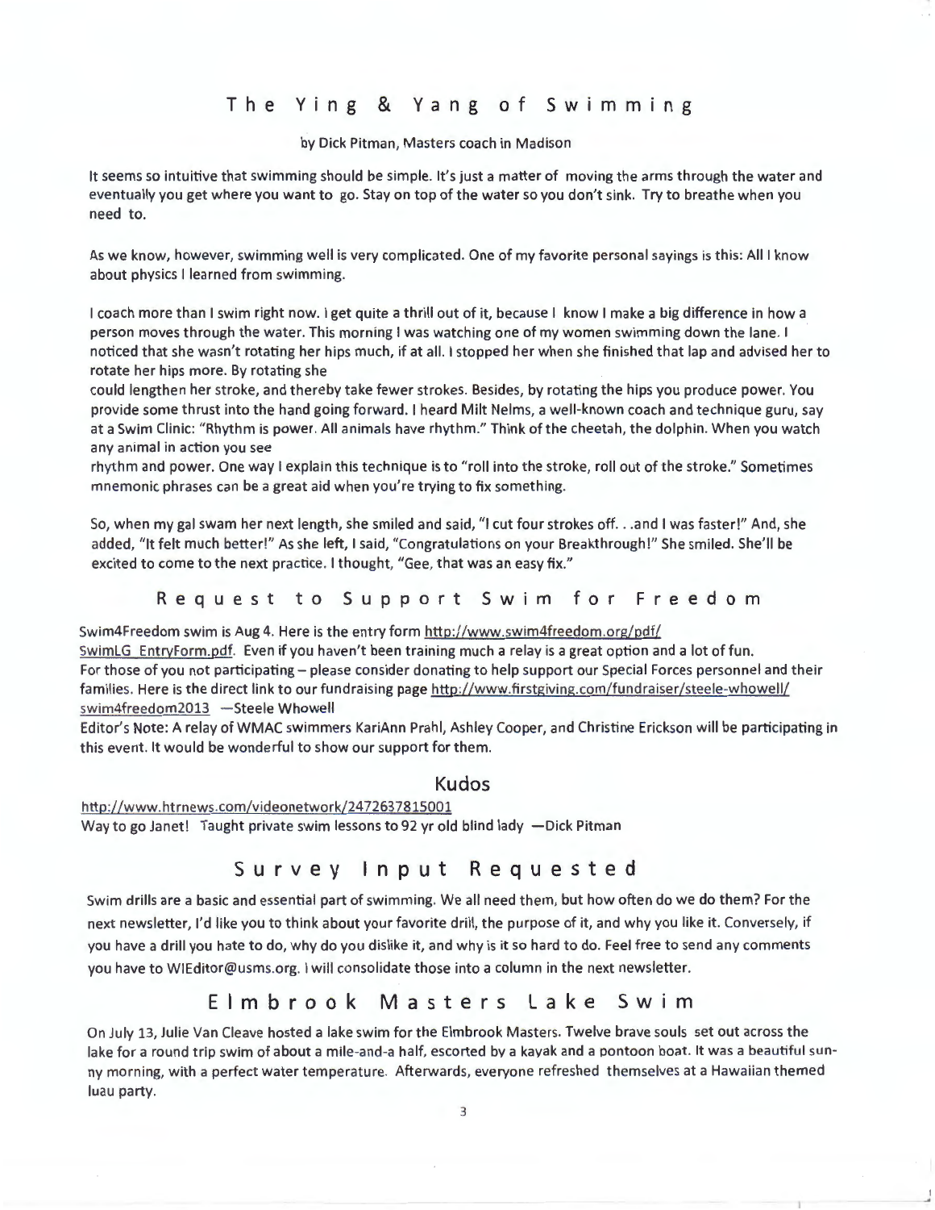## The Ying & Yang of Swimming

by Dick Pitman, Masters coach in Madison

It seems so intuitive that swimming should be simple. It's just a matter of moving the arms through the water and eventually you get where you want to go. Stay on top of the water so you don't sink. Try to breathe when you need to.

As we know, however, swimming well is very complicated. One of my favorite personal sayings is this: All I know about physics I learned from swimming.

I coach more than I swim right now. I get quite a thrill out of it, because I know I make a big difference in how a person moves through the water. This morning I was watching one of my women swimming down the lane. I noticed that she wasn't rotating her hips much, if at all. I stopped her when she finished that lap and advised her to rotate her hips more. By rotating she could lengthen her stroke, and thereby take fewer strokes. Besides, by rotating the hips you produce power. You provide some thrust into the hand going forward. I heard Milt Nelms, a well-known coach and technique guru, say at a Swim Clinic: "Rhythm is power. All animals have rhythm." Think of the cheetah, the dolphin. When you watch any animal in action you see rhythm and power. One way I explain this technique is to "roll into the stroke, roll out of the stroke." Sometimes mnemonic phrases can be a great aid when you're trying to fix something.

So, when my gal swam her next length, she smiled and said, "I cut four strokes off. . .and I was faster!" And, she added, "It felt much better!" As she left, I said, "Congratulations on your Breakthrough!" She smiled. She'll be excited to come to the next practice. I thought, "Gee, that was an easy fix."

## Request to Support Swim for Freedom

Swim4Freedom swim is Aug 4. Here is the entry form http://www.swim4freedom.org/pdf/SwimLG_EntryForm.pdf. Even if you haven't been training much a relay is a great option and a lot of fun. For those of you not participating – please consider donating to help support our Special Forces personnel and their families. Here is the direct link to our fundraising page http://www.firstgiving.com/fundraiser/steele-whowell/swim4freedom2013 —Steele Whowell

Editor's Note: A relay of WMAC swimmers KariAnn Prahl, Ashley Cooper, and Christine Erickson will be participating in this event. It would be wonderful to show our support for them.

## Kudos

http://www.htrnews.com/videonetwork/2472637815001

Way to go Janet! Taught private swim lessons to 92 yr old blind lady —Dick Pitman

## Survey Input Requested

Swim drills are a basic and essential part of swimming. We all need them, but how often do we do them? For the next newsletter, I'd like you to think about your favorite drill, the purpose of it, and why you like it. Conversely, if you have a drill you hate to do, why do you dislike it, and why is it so hard to do. Feel free to send any comments you have to WIEditor@usms.org. I will consolidate those into a column in the next newsletter.

## Elmbrook Masters Lake Swim

On July 13, Julie Van Cleave hosted a lake swim for the Elmbrook Masters. Twelve brave souls set out across the lake for a round trip swim of about a mile-and-a half, escorted by a kayak and a pontoon boat. It was a beautiful sunny morning, with a perfect water temperature. Afterwards, everyone refreshed themselves at a Hawaiian themed luau party.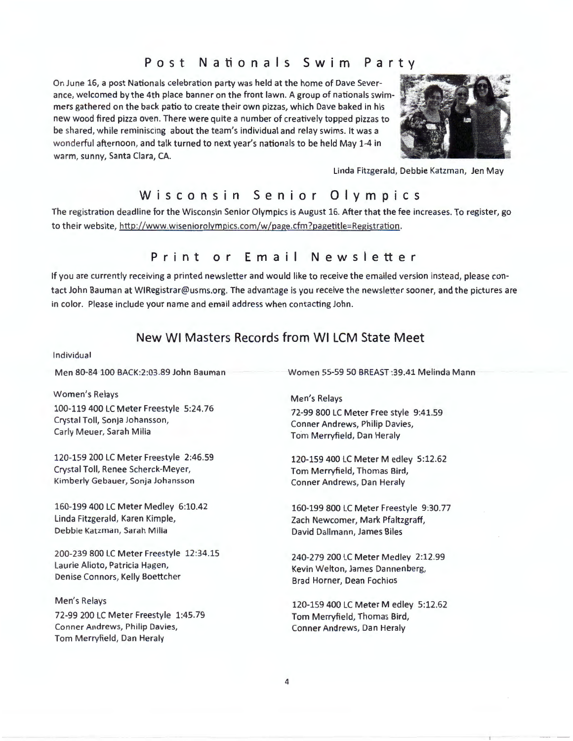## Post Nationals Swim Party

On June 16, a post Nationals celebration party was held at the home of Dave Severance, welcomed by the 4th place banner on the front lawn. A group of nationals swimmers gathered on the back patio to create their own pizzas, which Dave baked in his new wood fired pizza oven. There were quite a number of creatively topped pizzas to be shared, while reminiscing about the team's individual and relay swims. It was a wonderful afternoon, and talk turned to next year's nationals to be held May 1-4 in warm, sunny, Santa Clara, CA.

Linda Fitzgerald, Debbie Katzman, Jen May

## Wisconsin Senior Olympics

The registration deadline for the Wisconsin Senior Olympics is August 16. After that the fee increases. To register, go to their website, http://www.wiseniorolympics.com/w/page.cfm?pagetitle=Registration.

## Print or Email Newsletter

If you are currently receiving a printed newsletter and would like to receive the emailed version instead, please contact John Bauman at WIRegistrar@usms.org. The advantage is you receive the newsletter sooner, and the pictures are in color. Please include your name and email address when contacting John.

## New WI Masters Records from WI LCM State Meet

Individual

Men 80-84 100 BACK:2:03.89 John Bauman

Women 55-59 50 BREAST :39.41 Melinda Mann

Women's Relays

100-119 400 LC Meter Freestyle 5:24.76
Crystal Toll, Sonja Johansson,
Carly Meuer, Sarah Milia

120-159 200 LC Meter Freestyle 2:46.59
Crystal Toll, Renee Scherck-Meyer,
Kimberly Gebauer, Sonja Johansson

160-199 400 LC Meter Medley 6:10.42
Linda Fitzgerald, Karen Kimple,
Debbie Katzman, Sarah Milia

200-239 800 LC Meter Freestyle 12:34.15
Laurie Alioto, Patricia Hagen,
Denise Connors, Kelly Boettcher

Men's Relays

72-99 200 LC Meter Freestyle 1:45.79
Conner Andrews, Philip Davies,
Tom Merryfield, Dan Heraly

Men's Relays

72-99 800 LC Meter Free style 9:41.59
Conner Andrews, Philip Davies,
Tom Merryfield, Dan Heraly

120-159 400 LC Meter M edley 5:12.62
Tom Merryfield, Thomas Bird,
Conner Andrews, Dan Heraly

160-199 800 LC Meter Freestyle 9:30.77
Zach Newcomer, Mark Pfaltzgraff,
David Dallmann, James Biles

240-279 200 LC Meter Medley 2:12.99
Kevin Welton, James Dannenberg,
Brad Horner, Dean Fochios

120-159 400 LC Meter M edley 5:12.62
Tom Merryfield, Thomas Bird,
Conner Andrews, Dan Heraly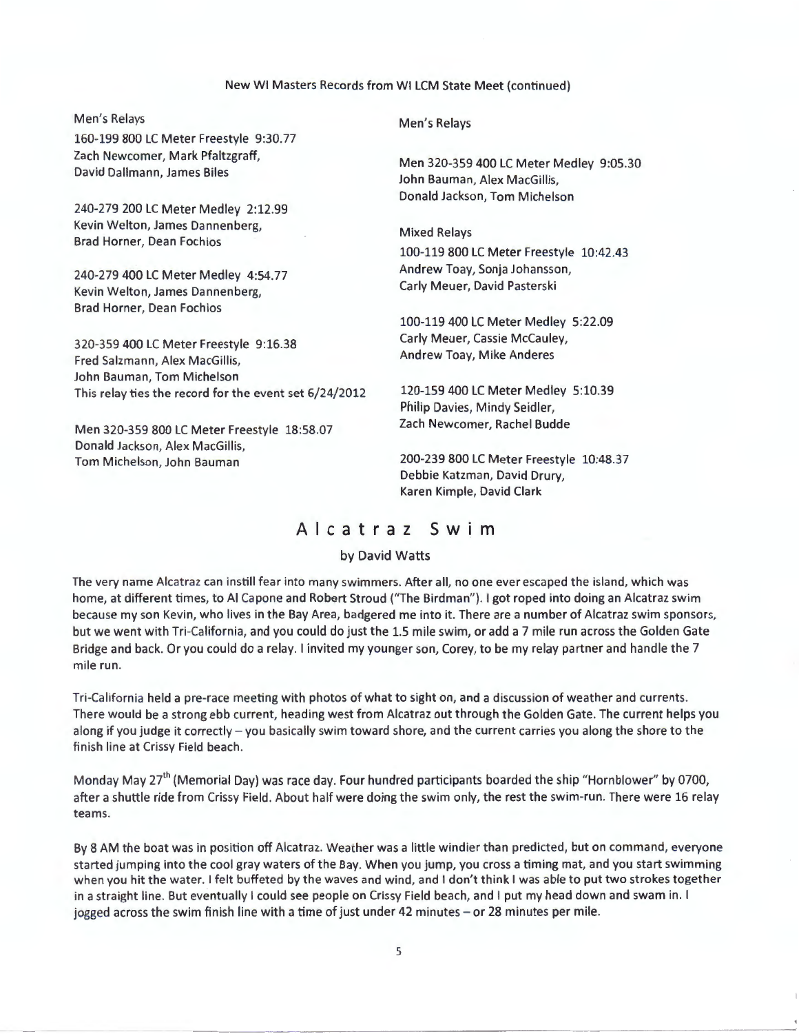New WI Masters Records from WI LCM State Meet (continued)

Men's Relays

160-199 800 LC Meter Freestyle 9:30.77
Zach Newcomer, Mark Pfaltzgraff,
David Dallmann, James Biles

240-279 200 LC Meter Medley 2:12.99
Kevin Welton, James Dannenberg,
Brad Horner, Dean Fochios

240-279 400 LC Meter Medley 4:54.77
Kevin Welton, James Dannenberg,
Brad Horner, Dean Fochios

320-359 400 LC Meter Freestyle 9:16.38
Fred Salzmann, Alex MacGillis,
John Bauman, Tom Michelson
This relay ties the record for the event set 6/24/2012

Men 320-359 800 LC Meter Freestyle 18:58.07
Donald Jackson, Alex MacGillis,
Tom Michelson, John Bauman

Men's Relays

Men 320-359 400 LC Meter Medley 9:05.30
John Bauman, Alex MacGillis,
Donald Jackson, Tom Michelson

Mixed Relays

100-119 800 LC Meter Freestyle 10:42.43
Andrew Toay, Sonja Johansson,
Carly Meuer, David Pasterski

100-119 400 LC Meter Medley 5:22.09
Carly Meuer, Cassie McCauley,
Andrew Toay, Mike Anderes

120-159 400 LC Meter Medley 5:10.39
Philip Davies, Mindy Seidler,
Zach Newcomer, Rachel Budde

200-239 800 LC Meter Freestyle 10:48.37
Debbie Katzman, David Drury,
Karen Kimple, David Clark

## Alcatraz Swim

by David Watts

The very name Alcatraz can instill fear into many swimmers. After all, no one ever escaped the island, which was home, at different times, to Al Capone and Robert Stroud ("The Birdman"). I got roped into doing an Alcatraz swim because my son Kevin, who lives in the Bay Area, badgered me into it. There are a number of Alcatraz swim sponsors, but we went with Tri-California, and you could do just the 1.5 mile swim, or add a 7 mile run across the Golden Gate Bridge and back. Or you could do a relay. I invited my younger son, Corey, to be my relay partner and handle the 7 mile run.

Tri-California held a pre-race meeting with photos of what to sight on, and a discussion of weather and currents. There would be a strong ebb current, heading west from Alcatraz out through the Golden Gate. The current helps you along if you judge it correctly – you basically swim toward shore, and the current carries you along the shore to the finish line at Crissy Field beach.

Monday May 27th (Memorial Day) was race day. Four hundred participants boarded the ship "Hornblower" by 0700, after a shuttle ride from Crissy Field. About half were doing the swim only, the rest the swim-run. There were 16 relay teams.

By 8 AM the boat was in position off Alcatraz. Weather was a little windier than predicted, but on command, everyone started jumping into the cool gray waters of the Bay. When you jump, you cross a timing mat, and you start swimming when you hit the water. I felt buffeted by the waves and wind, and I don't think I was able to put two strokes together in a straight line. But eventually I could see people on Crissy Field beach, and I put my head down and swam in. I jogged across the swim finish line with a time of just under 42 minutes – or 28 minutes per mile.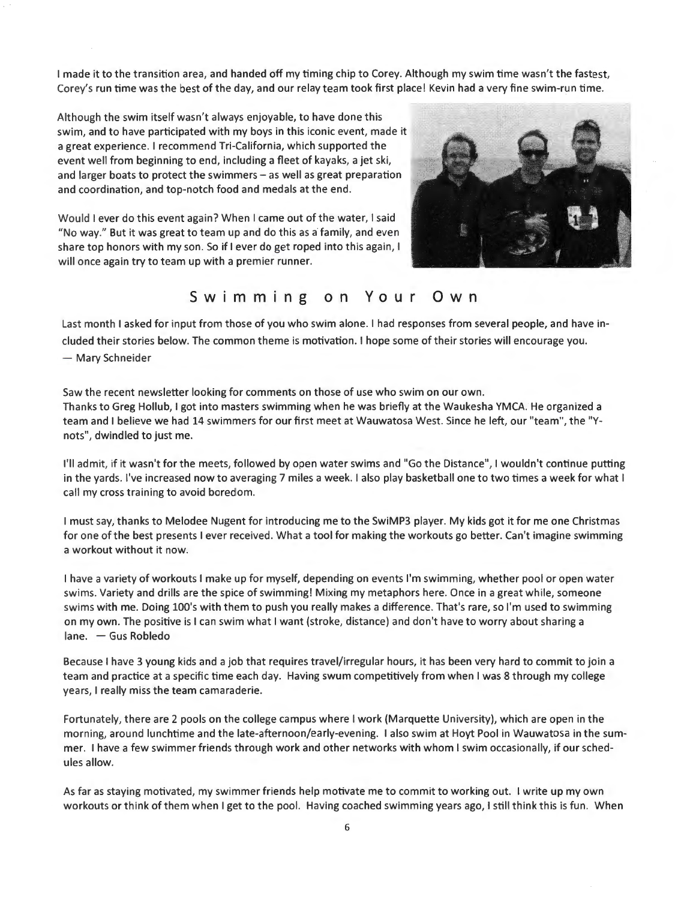I made it to the transition area, and handed off my timing chip to Corey. Although my swim time wasn't the fastest, Corey's run time was the best of the day, and our relay team took first place! Kevin had a very fine swim-run time.

Although the swim itself wasn't always enjoyable, to have done this swim, and to have participated with my boys in this iconic event, made it a great experience. I recommend Tri-California, which supported the event well from beginning to end, including a fleet of kayaks, a jet ski, and larger boats to protect the swimmers – as well as great preparation and coordination, and top-notch food and medals at the end.

Would I ever do this event again? When I came out of the water, I said "No way." But it was great to team up and do this as a family, and even share top honors with my son. So if I ever do get roped into this again, I will once again try to team up with a premier runner.

## Swimming on Your Own

Last month I asked for input from those of you who swim alone. I had responses from several people, and have included their stories below. The common theme is motivation. I hope some of their stories will encourage you.
— Mary Schneider

Saw the recent newsletter looking for comments on those of use who swim on our own.
Thanks to Greg Hollub, I got into masters swimming when he was briefly at the Waukesha YMCA. He organized a team and I believe we had 14 swimmers for our first meet at Wauwatosa West. Since he left, our "team", the "Y-nots", dwindled to just me.

I'll admit, if it wasn't for the meets, followed by open water swims and "Go the Distance", I wouldn't continue putting in the yards. I've increased now to averaging 7 miles a week. I also play basketball one to two times a week for what I call my cross training to avoid boredom.

I must say, thanks to Melodee Nugent for introducing me to the SwiMP3 player. My kids got it for me one Christmas for one of the best presents I ever received. What a tool for making the workouts go better. Can't imagine swimming a workout without it now.

I have a variety of workouts I make up for myself, depending on events I'm swimming, whether pool or open water swims. Variety and drills are the spice of swimming! Mixing my metaphors here. Once in a great while, someone swims with me. Doing 100's with them to push you really makes a difference. That's rare, so I'm used to swimming on my own. The positive is I can swim what I want (stroke, distance) and don't have to worry about sharing a lane. — Gus Robledo

Because I have 3 young kids and a job that requires travel/irregular hours, it has been very hard to commit to join a team and practice at a specific time each day. Having swum competitively from when I was 8 through my college years, I really miss the team camaraderie.

Fortunately, there are 2 pools on the college campus where I work (Marquette University), which are open in the morning, around lunchtime and the late-afternoon/early-evening. I also swim at Hoyt Pool in Wauwatosa in the summer. I have a few swimmer friends through work and other networks with whom I swim occasionally, if our schedules allow.

As far as staying motivated, my swimmer friends help motivate me to commit to working out. I write up my own workouts or think of them when I get to the pool. Having coached swimming years ago, I still think this is fun. When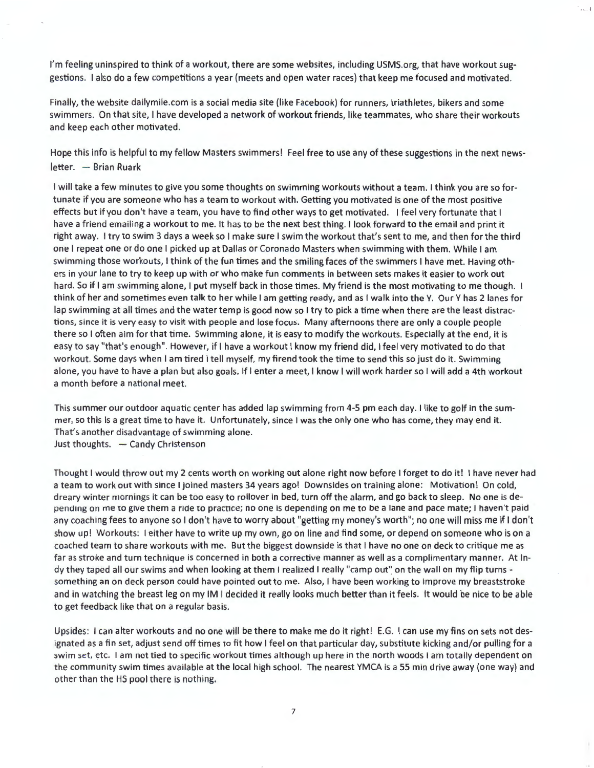I'm feeling uninspired to think of a workout, there are some websites, including USMS.org, that have workout suggestions. I also do a few competitions a year (meets and open water races) that keep me focused and motivated.

Finally, the website dailymile.com is a social media site (like Facebook) for runners, triathletes, bikers and some swimmers. On that site, I have developed a network of workout friends, like teammates, who share their workouts and keep each other motivated.

Hope this info is helpful to my fellow Masters swimmers! Feel free to use any of these suggestions in the next newsletter. — Brian Ruark

I will take a few minutes to give you some thoughts on swimming workouts without a team. I think you are so fortunate if you are someone who has a team to workout with. Getting you motivated is one of the most positive effects but if you don't have a team, you have to find other ways to get motivated. I feel very fortunate that I have a friend emailing a workout to me. It has to be the next best thing. I look forward to the email and print it right away. I try to swim 3 days a week so I make sure I swim the workout that's sent to me, and then for the third one I repeat one or do one I picked up at Dallas or Coronado Masters when swimming with them. While I am swimming those workouts, I think of the fun times and the smiling faces of the swimmers I have met. Having others in your lane to try to keep up with or who make fun comments in between sets makes it easier to work out hard. So if I am swimming alone, I put myself back in those times. My friend is the most motivating to me though. I think of her and sometimes even talk to her while I am getting ready, and as I walk into the Y. Our Y has 2 lanes for lap swimming at all times and the water temp is good now so I try to pick a time when there are the least distractions, since it is very easy to visit with people and lose focus. Many afternoons there are only a couple people there so I often aim for that time. Swimming alone, it is easy to modify the workouts. Especially at the end, it is easy to say "that's enough". However, if I have a workout I know my friend did, I feel very motivated to do that workout. Some days when I am tired I tell myself, my firend took the time to send this so just do it. Swimming alone, you have to have a plan but also goals. If I enter a meet, I know I will work harder so I will add a 4th workout a month before a national meet.

This summer our outdoor aquatic center has added lap swimming from 4-5 pm each day. I like to golf in the summer, so this is a great time to have it. Unfortunately, since I was the only one who has come, they may end it. That's another disadvantage of swimming alone.
Just thoughts. — Candy Christenson

Thought I would throw out my 2 cents worth on working out alone right now before I forget to do it! I have never had a team to work out with since I joined masters 34 years ago! Downsides on training alone: Motivation! On cold, dreary winter mornings it can be too easy to rollover in bed, turn off the alarm, and go back to sleep. No one is depending on me to give them a ride to practice; no one is depending on me to be a lane and pace mate; I haven't paid any coaching fees to anyone so I don't have to worry about "getting my money's worth"; no one will miss me if I don't show up! Workouts: I either have to write up my own, go on line and find some, or depend on someone who is on a coached team to share workouts with me. But the biggest downside is that I have no one on deck to critique me as far as stroke and turn technique is concerned in both a corrective manner as well as a complimentary manner. At Indy they taped all our swims and when looking at them I realized I really "camp out" on the wall on my flip turns - something an on deck person could have pointed out to me. Also, I have been working to improve my breaststroke and in watching the breast leg on my IM I decided it really looks much better than it feels. It would be nice to be able to get feedback like that on a regular basis.

Upsides: I can alter workouts and no one will be there to make me do it right! E.G. I can use my fins on sets not designated as a fin set, adjust send off times to fit how I feel on that particular day, substitute kicking and/or pulling for a swim set, etc. I am not tied to specific workout times although up here in the north woods I am totally dependent on the community swim times available at the local high school. The nearest YMCA is a 55 min drive away (one way) and other than the HS pool there is nothing.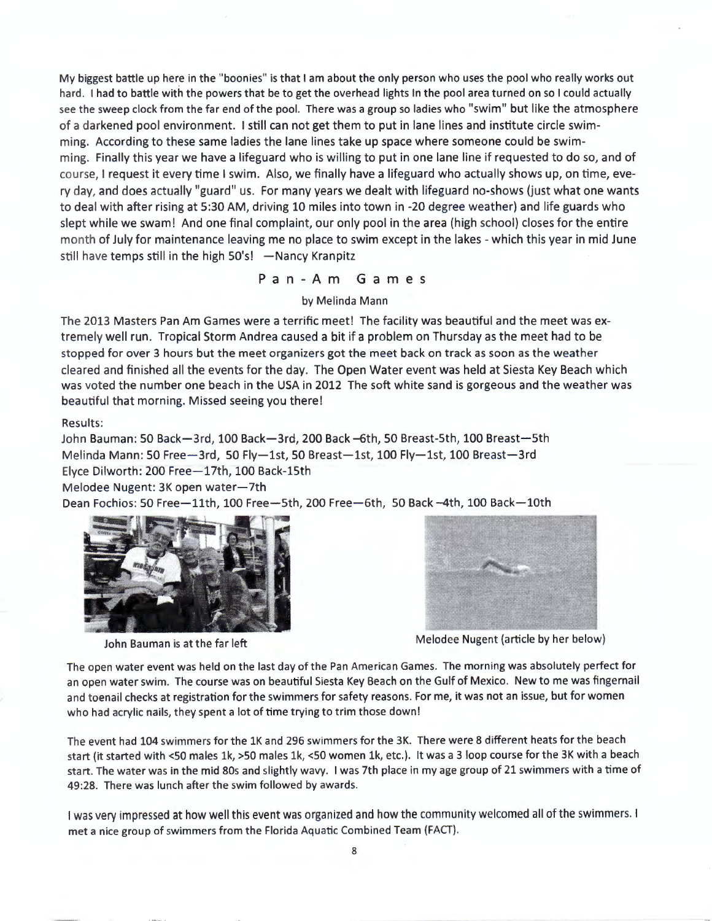My biggest battle up here in the "boonies" is that I am about the only person who uses the pool who really works out hard. I had to battle with the powers that be to get the overhead lights In the pool area turned on so I could actually see the sweep clock from the far end of the pool. There was a group so ladies who "swim" but like the atmosphere of a darkened pool environment. I still can not get them to put in lane lines and institute circle swimming. According to these same ladies the lane lines take up space where someone could be swimming. Finally this year we have a lifeguard who is willing to put in one lane line if requested to do so, and of course, I request it every time I swim. Also, we finally have a lifeguard who actually shows up, on time, every day, and does actually "guard" us. For many years we dealt with lifeguard no-shows (just what one wants to deal with after rising at 5:30 AM, driving 10 miles into town in -20 degree weather) and life guards who slept while we swam! And one final complaint, our only pool in the area (high school) closes for the entire month of July for maintenance leaving me no place to swim except in the lakes - which this year in mid June still have temps still in the high 50's! —Nancy Kranpitz

## Pan-Am Games

by Melinda Mann

The 2013 Masters Pan Am Games were a terrific meet! The facility was beautiful and the meet was extremely well run. Tropical Storm Andrea caused a bit if a problem on Thursday as the meet had to be stopped for over 3 hours but the meet organizers got the meet back on track as soon as the weather cleared and finished all the events for the day. The Open Water event was held at Siesta Key Beach which was voted the number one beach in the USA in 2012 The soft white sand is gorgeous and the weather was beautiful that morning. Missed seeing you there!

Results:

John Bauman: 50 Back—3rd, 100 Back—3rd, 200 Back –6th, 50 Breast-5th, 100 Breast—5th
Melinda Mann: 50 Free—3rd, 50 Fly—1st, 50 Breast—1st, 100 Fly—1st, 100 Breast—3rd
Elyce Dilworth: 200 Free—17th, 100 Back-15th
Melodee Nugent: 3K open water—7th
Dean Fochios: 50 Free—11th, 100 Free—5th, 200 Free—6th, 50 Back –4th, 100 Back—10th

John Bauman is at the far left

Melodee Nugent (article by her below)

The open water event was held on the last day of the Pan American Games. The morning was absolutely perfect for an open water swim. The course was on beautiful Siesta Key Beach on the Gulf of Mexico. New to me was fingernail and toenail checks at registration for the swimmers for safety reasons. For me, it was not an issue, but for women who had acrylic nails, they spent a lot of time trying to trim those down!

The event had 104 swimmers for the 1K and 296 swimmers for the 3K. There were 8 different heats for the beach start (it started with <50 males 1k, >50 males 1k, <50 women 1k, etc.). It was a 3 loop course for the 3K with a beach start. The water was in the mid 80s and slightly wavy. I was 7th place in my age group of 21 swimmers with a time of 49:28. There was lunch after the swim followed by awards.

I was very impressed at how well this event was organized and how the community welcomed all of the swimmers. I met a nice group of swimmers from the Florida Aquatic Combined Team (FACT).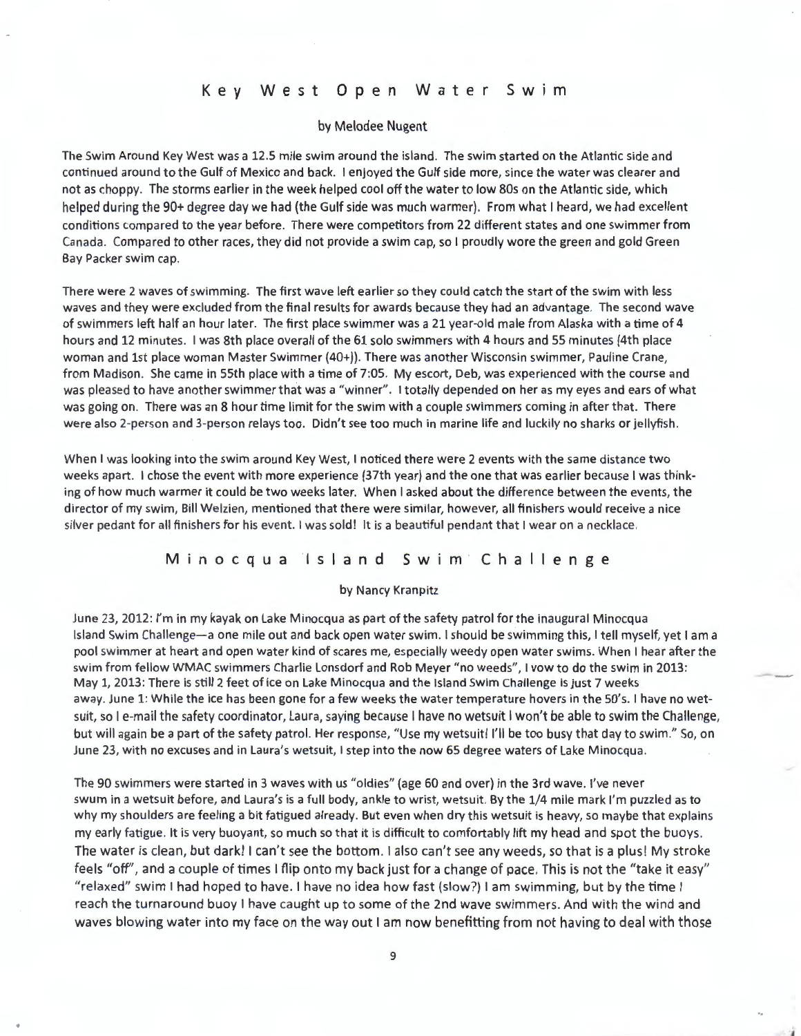## Key West Open Water Swim

by Melodee Nugent

The Swim Around Key West was a 12.5 mile swim around the island. The swim started on the Atlantic side and continued around to the Gulf of Mexico and back. I enjoyed the Gulf side more, since the water was clearer and not as choppy. The storms earlier in the week helped cool off the water to low 80s on the Atlantic side, which helped during the 90+ degree day we had (the Gulf side was much warmer). From what I heard, we had excellent conditions compared to the year before. There were competitors from 22 different states and one swimmer from Canada. Compared to other races, they did not provide a swim cap, so I proudly wore the green and gold Green Bay Packer swim cap.

There were 2 waves of swimming. The first wave left earlier so they could catch the start of the swim with less waves and they were excluded from the final results for awards because they had an advantage. The second wave of swimmers left half an hour later. The first place swimmer was a 21 year-old male from Alaska with a time of 4 hours and 12 minutes. I was 8th place overall of the 61 solo swimmers with 4 hours and 55 minutes (4th place woman and 1st place woman Master Swimmer (40+)). There was another Wisconsin swimmer, Pauline Crane, from Madison. She came in 55th place with a time of 7:05. My escort, Deb, was experienced with the course and was pleased to have another swimmer that was a "winner". I totally depended on her as my eyes and ears of what was going on. There was an 8 hour time limit for the swim with a couple swimmers coming in after that. There were also 2-person and 3-person relays too. Didn't see too much in marine life and luckily no sharks or jellyfish.

When I was looking into the swim around Key West, I noticed there were 2 events with the same distance two weeks apart. I chose the event with more experience (37th year) and the one that was earlier because I was thinking of how much warmer it could be two weeks later. When I asked about the difference between the events, the director of my swim, Bill Welzien, mentioned that there were similar, however, all finishers would receive a nice silver pedant for all finishers for his event. I was sold! It is a beautiful pendant that I wear on a necklace.

## Minocqua Island Swim Challenge

by Nancy Kranpitz

June 23, 2012: I'm in my kayak on Lake Minocqua as part of the safety patrol for the inaugural Minocqua Island Swim Challenge—a one mile out and back open water swim. I should be swimming this, I tell myself, yet I am a pool swimmer at heart and open water kind of scares me, especially weedy open water swims. When I hear after the swim from fellow WMAC swimmers Charlie Lonsdorf and Rob Meyer "no weeds", I vow to do the swim in 2013: May 1, 2013: There is still 2 feet of ice on Lake Minocqua and the Island Swim Challenge is just 7 weeks away. June 1: While the ice has been gone for a few weeks the water temperature hovers in the 50's. I have no wetsuit, so I e-mail the safety coordinator, Laura, saying because I have no wetsuit I won't be able to swim the Challenge, but will again be a part of the safety patrol. Her response, "Use my wetsuit! I'll be too busy that day to swim." So, on June 23, with no excuses and in Laura's wetsuit, I step into the now 65 degree waters of Lake Minocqua.

The 90 swimmers were started in 3 waves with us "oldies" (age 60 and over) in the 3rd wave. I've never swum in a wetsuit before, and Laura's is a full body, ankle to wrist, wetsuit. By the 1/4 mile mark I'm puzzled as to why my shoulders are feeling a bit fatigued already. But even when dry this wetsuit is heavy, so maybe that explains my early fatigue. It is very buoyant, so much so that it is difficult to comfortably lift my head and spot the buoys. The water is clean, but dark! I can't see the bottom. I also can't see any weeds, so that is a plus! My stroke feels "off", and a couple of times I flip onto my back just for a change of pace. This is not the "take it easy" "relaxed" swim I had hoped to have. I have no idea how fast (slow?) I am swimming, but by the time I reach the turnaround buoy I have caught up to some of the 2nd wave swimmers. And with the wind and waves blowing water into my face on the way out I am now benefitting from not having to deal with those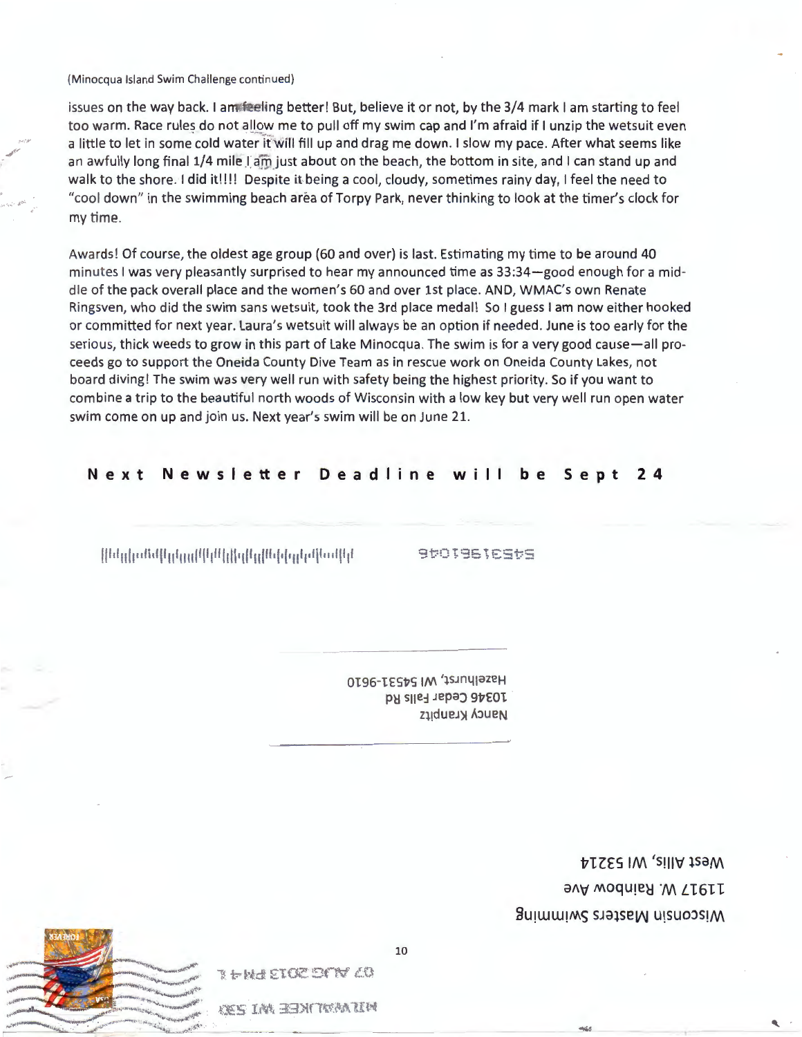(Minocqua Island Swim Challenge continued)

issues on the way back. I am feeling better! But, believe it or not, by the 3/4 mark I am starting to feel too warm. Race rules do not allow me to pull off my swim cap and I'm afraid if I unzip the wetsuit even a little to let in some cold water it will fill up and drag me down. I slow my pace. After what seems like an awfully long final 1/4 mile I am just about on the beach, the bottom in site, and I can stand up and walk to the shore. I did it!!!! Despite it being a cool, cloudy, sometimes rainy day, I feel the need to "cool down" in the swimming beach area of Torpy Park, never thinking to look at the timer's clock for my time.

Awards! Of course, the oldest age group (60 and over) is last. Estimating my time to be around 40 minutes I was very pleasantly surprised to hear my announced time as 33:34—good enough for a middle of the pack overall place and the women's 60 and over 1st place. AND, WMAC's own Renate Ringsven, who did the swim sans wetsuit, took the 3rd place medal! So I guess I am now either hooked or committed for next year. Laura's wetsuit will always be an option if needed. June is too early for the serious, thick weeds to grow in this part of Lake Minocqua. The swim is for a very good cause—all proceeds go to support the Oneida County Dive Team as in rescue work on Oneida County Lakes, not board diving! The swim was very well run with safety being the highest priority. So if you want to combine a trip to the beautiful north woods of Wisconsin with a low key but very well run open water swim come on up and join us. Next year's swim will be on June 21.

**Next Newsletter Deadline will be Sept 24**

54531961046

Nancy Kranpitz
10346 Cedar Falls Rd
Hazelhurst, WI 54531-9610

Wisconsin Masters Swimming
11917 W. Rainbow Ave
West Allis, WI 53214

MILWAUKEE WI 530
03 AUG 2013 PM 4 L